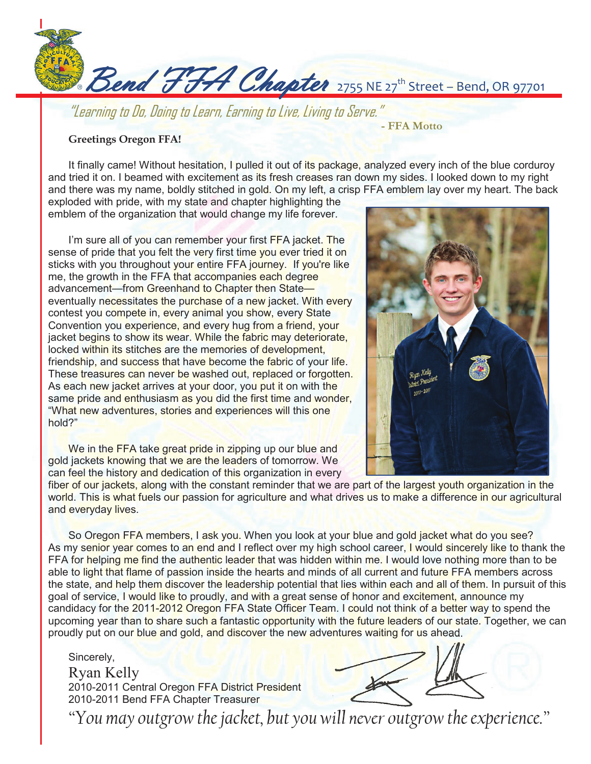# Bend FFA Chapter 2755 NE 27th Street – Bend, OR 97701

*"Learning to Do, Doing to Learn, Earning to Live, Living to Serve."*

**- FFA Motto**

**Greetings Oregon FFA!**

It finally came! Without hesitation, I pulled it out of its package, analyzed every inch of the blue corduroy and tried it on. I beamed with excitement as its fresh creases ran down my sides. I looked down to my right and there was my name, boldly stitched in gold. On my left, a crisp FFA emblem lay over my heart. The back exploded with pride, with my state and chapter highlighting the emblem of the organization that would change my life forever.

I'm sure all of you can remember your first FFA jacket. The sense of pride that you felt the very first time you ever tried it on sticks with you throughout your entire FFA journey. If you're like me, the growth in the FFA that accompanies each degree advancement—from Greenhand to Chapter then State—eventually necessitates the purchase of a new jacket. With every contest you compete in, every animal you show, every State Convention you experience, and every hug from a friend, your jacket begins to show its wear. While the fabric may deteriorate, locked within its stitches are the memories of development, friendship, and success that have become the fabric of your life. These treasures can never be washed out, replaced or forgotten. As each new jacket arrives at your door, you put it on with the same pride and enthusiasm as you did the first time and wonder, "What new adventures, stories and experiences will this one hold?"

We in the FFA take great pride in zipping up our blue and gold jackets knowing that we are the leaders of tomorrow. We can feel the history and dedication of this organization in every fiber of our jackets, along with the constant reminder that we are part of the largest youth organization in the world. This is what fuels our passion for agriculture and what drives us to make a difference in our agricultural and everyday lives.

So Oregon FFA members, I ask you. When you look at your blue and gold jacket what do you see? As my senior year comes to an end and I reflect over my high school career, I would sincerely like to thank the FFA for helping me find the authentic leader that was hidden within me. I would love nothing more than to be able to light that flame of passion inside the hearts and minds of all current and future FFA members across the state, and help them discover the leadership potential that lies within each and all of them. In pursuit of this goal of service, I would like to proudly, and with a great sense of honor and excitement, announce my candidacy for the 2011-2012 Oregon FFA State Officer Team. I could not think of a better way to spend the upcoming year than to share such a fantastic opportunity with the future leaders of our state. Together, we can proudly put on our blue and gold, and discover the new adventures waiting for us ahead.

Sincerely,

Ryan Kelly
2010-2011 Central Oregon FFA District President
2010-2011 Bend FFA Chapter Treasurer

*"You may outgrow the jacket, but you will never outgrow the experience."*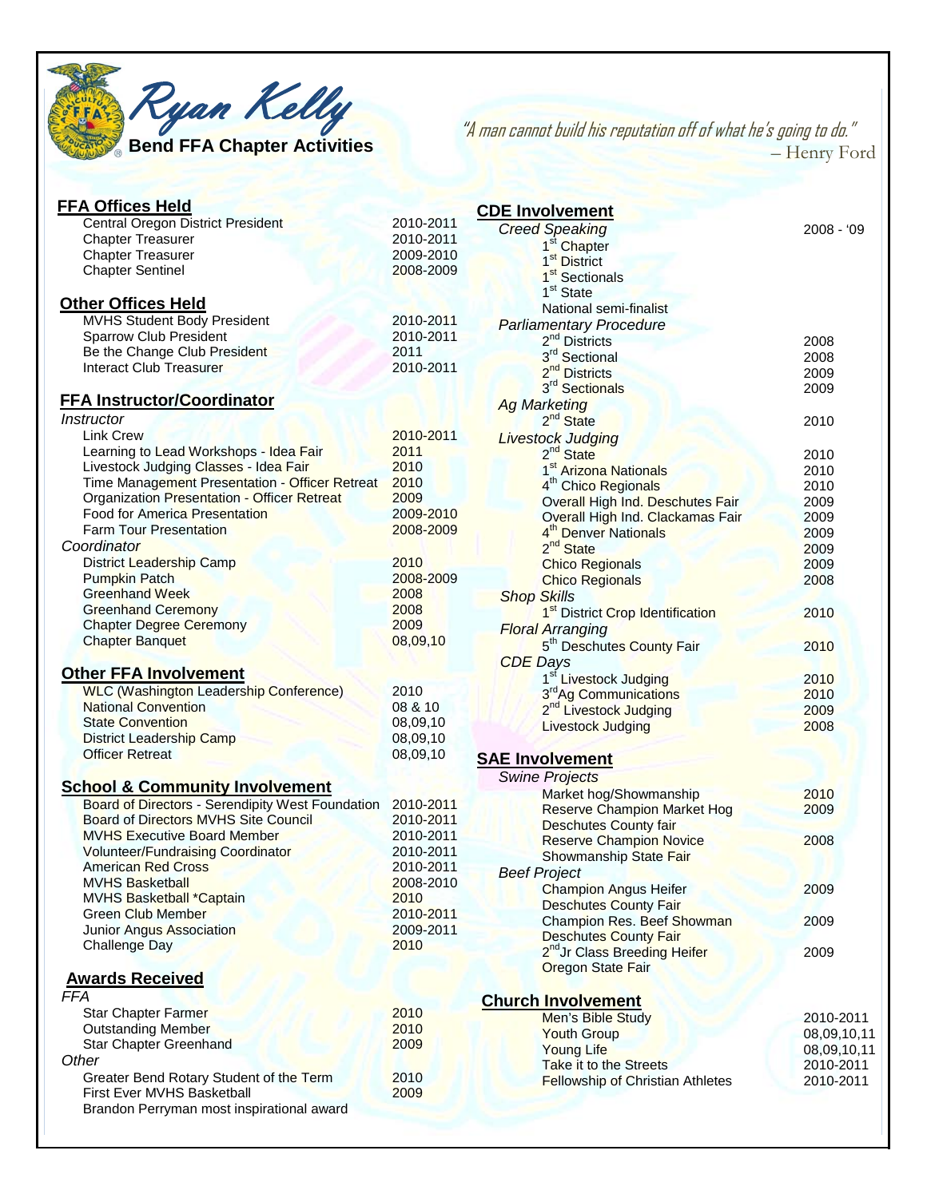# Ryan Kelly

## Bend FFA Chapter Activities

*"A man cannot build his reputation off of what he's going to do."*
– Henry Ford

## FFA Offices Held

| | |
|---|---|
| Central Oregon District President | 2010-2011 |
| Chapter Treasurer | 2010-2011 |
| Chapter Treasurer | 2009-2010 |
| Chapter Sentinel | 2008-2009 |

## Other Offices Held

| | |
|---|---|
| MVHS Student Body President | 2010-2011 |
| Sparrow Club President | 2010-2011 |
| Be the Change Club President | 2011 |
| Interact Club Treasurer | 2010-2011 |

## FFA Instructor/Coordinator

*Instructor*

| | |
|---|---|
| Link Crew | 2010-2011 |
| Learning to Lead Workshops - Idea Fair | 2011 |
| Livestock Judging Classes - Idea Fair | 2010 |
| Time Management Presentation - Officer Retreat | 2010 |
| Organization Presentation - Officer Retreat | 2009 |
| Food for America Presentation | 2009-2010 |
| Farm Tour Presentation | 2008-2009 |

*Coordinator*

| | |
|---|---|
| District Leadership Camp | 2010 |
| Pumpkin Patch | 2008-2009 |
| Greenhand Week | 2008 |
| Greenhand Ceremony | 2008 |
| Chapter Degree Ceremony | 2009 |
| Chapter Banquet | 08,09,10 |

## Other FFA Involvement

| | |
|---|---|
| WLC (Washington Leadership Conference) | 2010 |
| National Convention | 08 & 10 |
| State Convention | 08,09,10 |
| District Leadership Camp | 08,09,10 |
| Officer Retreat | 08,09,10 |

## School & Community Involvement

| | |
|---|---|
| Board of Directors - Serendipity West Foundation | 2010-2011 |
| Board of Directors MVHS Site Council | 2010-2011 |
| MVHS Executive Board Member | 2010-2011 |
| Volunteer/Fundraising Coordinator | 2010-2011 |
| American Red Cross | 2010-2011 |
| MVHS Basketball | 2008-2010 |
| MVHS Basketball *Captain | 2010 |
| Green Club Member | 2010-2011 |
| Junior Angus Association | 2009-2011 |
| Challenge Day | 2010 |

## Awards Received

*FFA*

| | |
|---|---|
| Star Chapter Farmer | 2010 |
| Outstanding Member | 2010 |
| Star Chapter Greenhand | 2009 |

*Other*

| | |
|---|---|
| Greater Bend Rotary Student of the Term | 2010 |
| First Ever MVHS Basketball | 2009 |
| Brandon Perryman most inspirational award | |

## CDE Involvement

| | |
|---|---|
| *Creed Speaking* | 2008 - '09 |
| 1st Chapter | |
| 1st District | |
| 1st Sectionals | |
| 1st State | |
| National semi-finalist | |
| *Parliamentary Procedure* | |
| 2nd Districts | 2008 |
| 3rd Sectional | 2008 |
| 2nd Districts | 2009 |
| 3rd Sectionals | 2009 |
| *Ag Marketing* | |
| 2nd State | 2010 |
| *Livestock Judging* | |
| 2nd State | 2010 |
| 1st Arizona Nationals | 2010 |
| 4th Chico Regionals | 2010 |
| Overall High Ind. Deschutes Fair | 2009 |
| Overall High Ind. Clackamas Fair | 2009 |
| 4th Denver Nationals | 2009 |
| 2nd State | 2009 |
| Chico Regionals | 2009 |
| Chico Regionals | 2008 |
| *Shop Skills* | |
| 1st District Crop Identification | 2010 |
| *Floral Arranging* | |
| 5th Deschutes County Fair | 2010 |
| *CDE Days* | |
| 1st Livestock Judging | 2010 |
| 3rd Ag Communications | 2010 |
| 2nd Livestock Judging | 2009 |
| Livestock Judging | 2008 |

## SAE Involvement

| | |
|---|---|
| *Swine Projects* | |
| Market hog/Showmanship | 2010 |
| Reserve Champion Market Hog Deschutes County fair | 2009 |
| Reserve Champion Novice Showmanship State Fair | 2008 |
| *Beef Project* | |
| Champion Angus Heifer Deschutes County Fair | 2009 |
| Champion Res. Beef Showman Deschutes County Fair | 2009 |
| 2nd Jr Class Breeding Heifer Oregon State Fair | 2009 |

## Church Involvement

| | |
|---|---|
| Men's Bible Study | 2010-2011 |
| Youth Group | 08,09,10,11 |
| Young Life | 08,09,10,11 |
| Take it to the Streets | 2010-2011 |
| Fellowship of Christian Athletes | 2010-2011 |